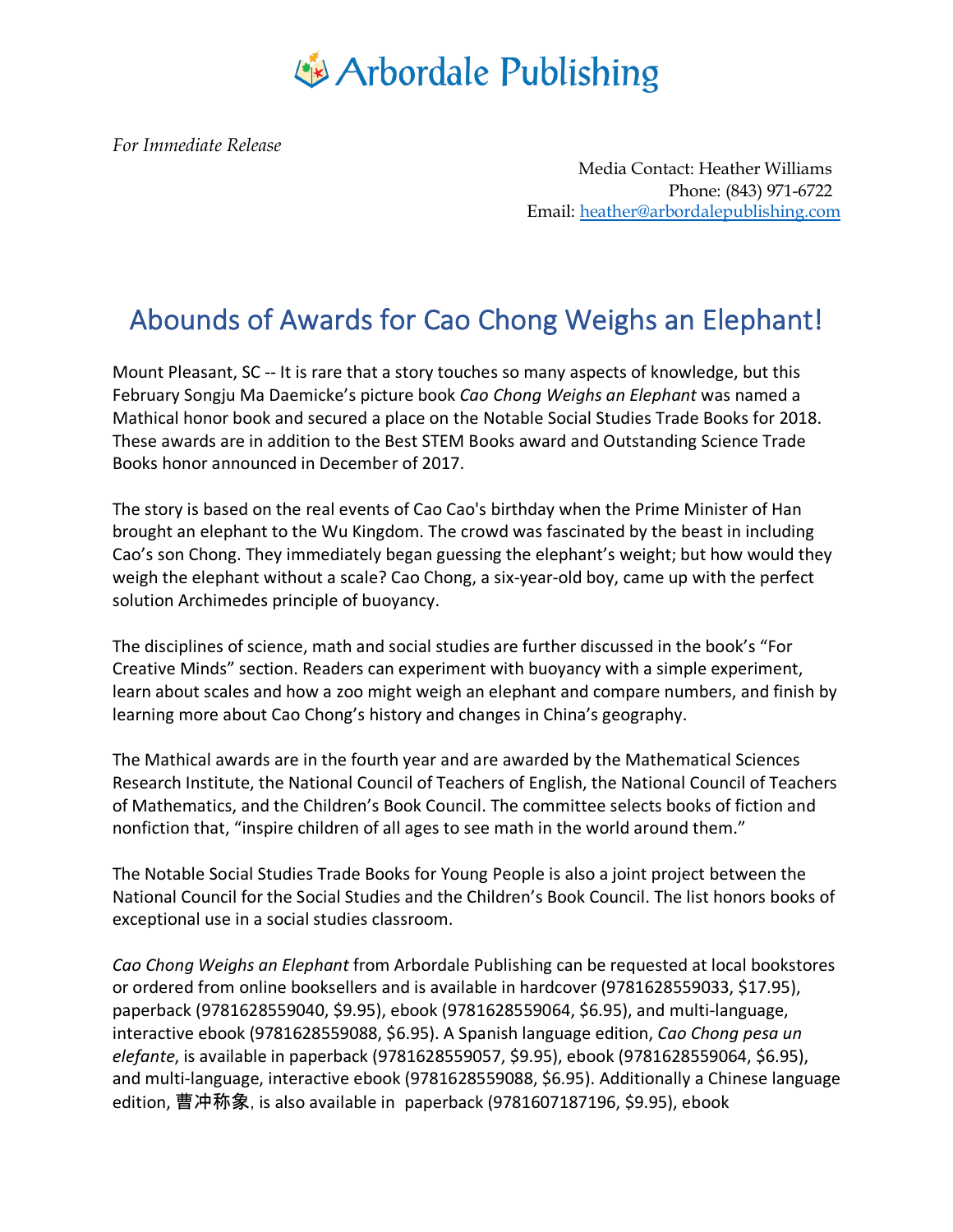# Arbordale Publishing

*For Immediate Release*

Media Contact: Heather Williams
Phone: (843) 971-6722
Email: heather@arbordalepublishing.com

## Abounds of Awards for Cao Chong Weighs an Elephant!

Mount Pleasant, SC -- It is rare that a story touches so many aspects of knowledge, but this February Songju Ma Daemicke's picture book *Cao Chong Weighs an Elephant* was named a Mathical honor book and secured a place on the Notable Social Studies Trade Books for 2018. These awards are in addition to the Best STEM Books award and Outstanding Science Trade Books honor announced in December of 2017.

The story is based on the real events of Cao Cao's birthday when the Prime Minister of Han brought an elephant to the Wu Kingdom. The crowd was fascinated by the beast in including Cao's son Chong. They immediately began guessing the elephant's weight; but how would they weigh the elephant without a scale? Cao Chong, a six-year-old boy, came up with the perfect solution Archimedes principle of buoyancy.

The disciplines of science, math and social studies are further discussed in the book's "For Creative Minds" section. Readers can experiment with buoyancy with a simple experiment, learn about scales and how a zoo might weigh an elephant and compare numbers, and finish by learning more about Cao Chong's history and changes in China's geography.

The Mathical awards are in the fourth year and are awarded by the Mathematical Sciences Research Institute, the National Council of Teachers of English, the National Council of Teachers of Mathematics, and the Children's Book Council. The committee selects books of fiction and nonfiction that, "inspire children of all ages to see math in the world around them."

The Notable Social Studies Trade Books for Young People is also a joint project between the National Council for the Social Studies and the Children's Book Council. The list honors books of exceptional use in a social studies classroom.

*Cao Chong Weighs an Elephant* from Arbordale Publishing can be requested at local bookstores or ordered from online booksellers and is available in hardcover (9781628559033, $17.95), paperback (9781628559040, $9.95), ebook (9781628559064, $6.95), and multi-language, interactive ebook (9781628559088, $6.95). A Spanish language edition, *Cao Chong pesa un elefante*, is available in paperback (9781628559057, $9.95), ebook (9781628559064, $6.95), and multi-language, interactive ebook (9781628559088, $6.95). Additionally a Chinese language edition, 曹冲称象, is also available in paperback (9781607187196, $9.95), ebook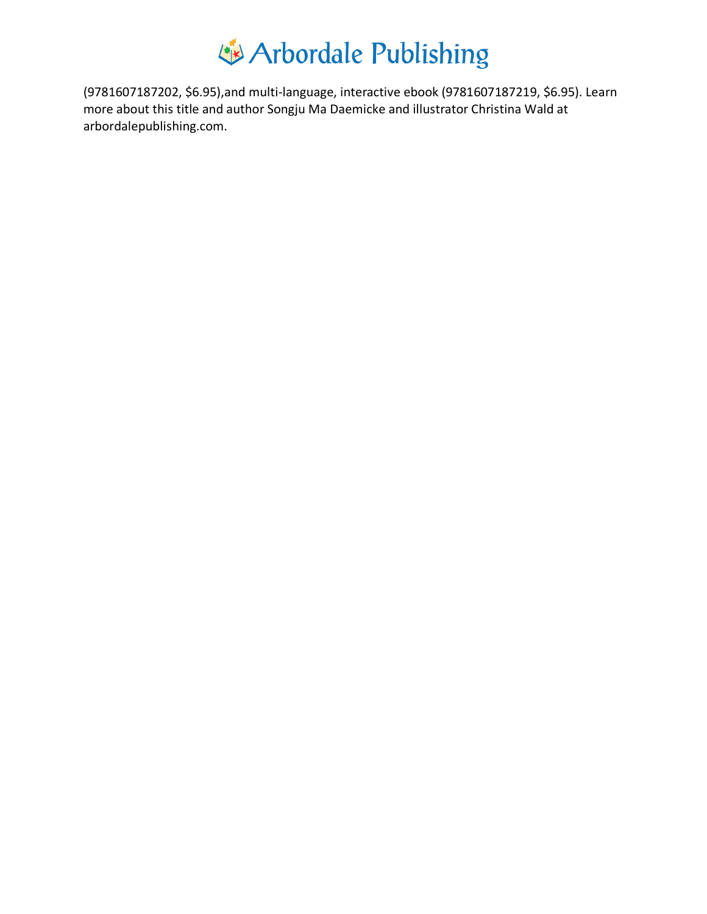(9781607187202, $6.95),and multi-language, interactive ebook (9781607187219, $6.95). Learn more about this title and author Songju Ma Daemicke and illustrator Christina Wald at arbordalepublishing.com.